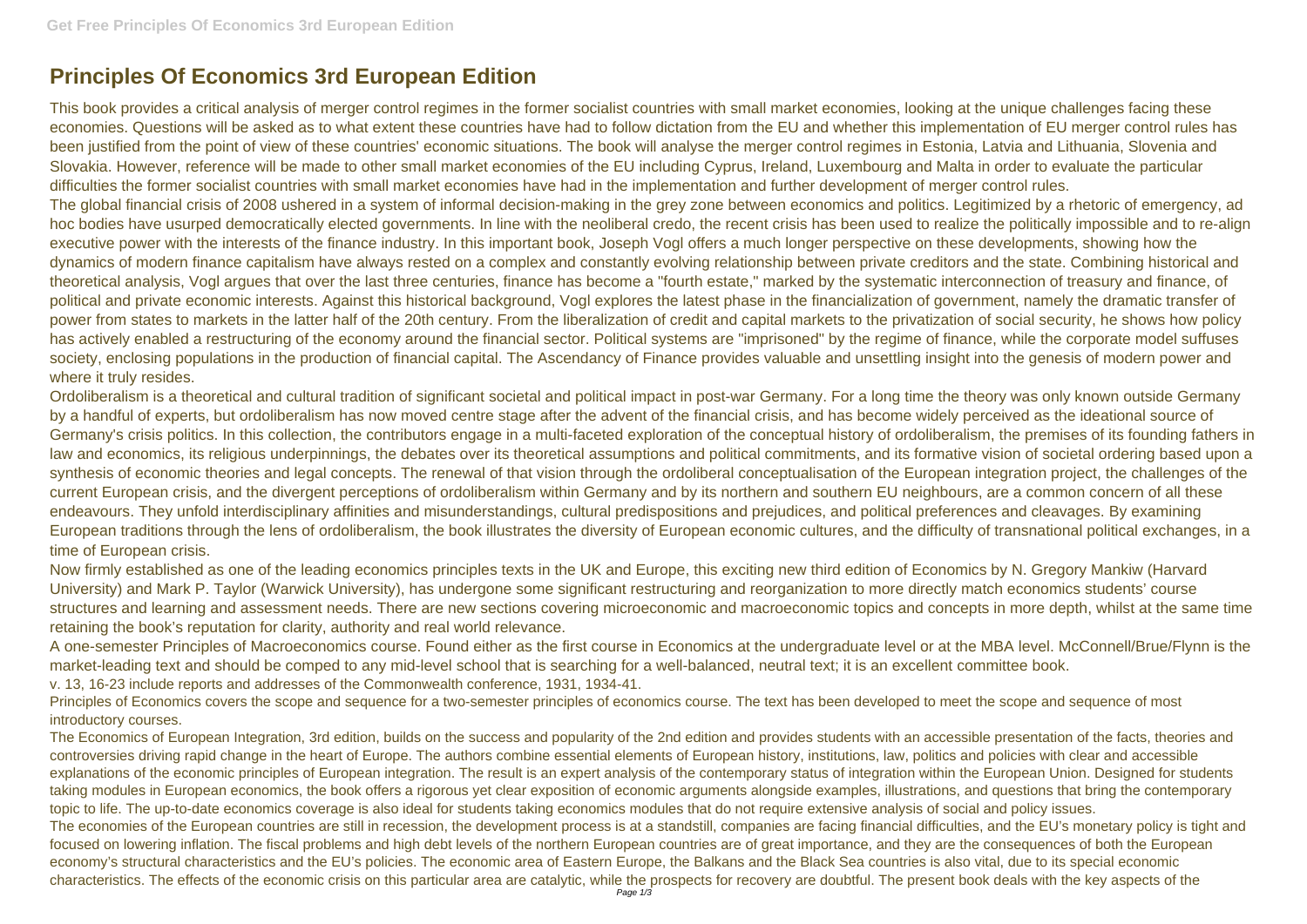# Principles Of Economics 3rd European Edition

This book provides a critical analysis of merger control regimes in the former socialist countries with small market economies, looking at the unique challenges facing these economies. Questions will be asked as to what extent these countries have had to follow dictation from the EU and whether this implementation of EU merger control rules has been justified from the point of view of these countries' economic situations. The book will analyse the merger control regimes in Estonia, Latvia and Lithuania, Slovenia and Slovakia. However, reference will be made to other small market economies of the EU including Cyprus, Ireland, Luxembourg and Malta in order to evaluate the particular difficulties the former socialist countries with small market economies have had in the implementation and further development of merger control rules.

The global financial crisis of 2008 ushered in a system of informal decision-making in the grey zone between economics and politics. Legitimized by a rhetoric of emergency, ad hoc bodies have usurped democratically elected governments. In line with the neoliberal credo, the recent crisis has been used to realize the politically impossible and to re-align executive power with the interests of the finance industry. In this important book, Joseph Vogl offers a much longer perspective on these developments, showing how the dynamics of modern finance capitalism have always rested on a complex and constantly evolving relationship between private creditors and the state. Combining historical and theoretical analysis, Vogl argues that over the last three centuries, finance has become a "fourth estate," marked by the systematic interconnection of treasury and finance, of political and private economic interests. Against this historical background, Vogl explores the latest phase in the financialization of government, namely the dramatic transfer of power from states to markets in the latter half of the 20th century. From the liberalization of credit and capital markets to the privatization of social security, he shows how policy has actively enabled a restructuring of the economy around the financial sector. Political systems are "imprisoned" by the regime of finance, while the corporate model suffuses society, enclosing populations in the production of financial capital. The Ascendancy of Finance provides valuable and unsettling insight into the genesis of modern power and where it truly resides.

Ordoliberalism is a theoretical and cultural tradition of significant societal and political impact in post-war Germany. For a long time the theory was only known outside Germany by a handful of experts, but ordoliberalism has now moved centre stage after the advent of the financial crisis, and has become widely perceived as the ideational source of Germany's crisis politics. In this collection, the contributors engage in a multi-faceted exploration of the conceptual history of ordoliberalism, the premises of its founding fathers in law and economics, its religious underpinnings, the debates over its theoretical assumptions and political commitments, and its formative vision of societal ordering based upon a synthesis of European economic theories and legal concepts. The renewal of that vision through the ordoliberal conceptualisation of the European integration project, the challenges of the current European crisis, and the divergent perceptions of ordoliberalism within Germany and by its northern and southern EU neighbours, are a common concern of all these endeavours. They unfold interdisciplinary affinities and misunderstandings, cultural predispositions and prejudices, and political preferences and cleavages. By examining European traditions through the lens of ordoliberalism, the book illustrates the diversity of European economic cultures, and the difficulty of transnational political exchanges, in a time of European crisis.

Now firmly established as one of the leading economics principles texts in the UK and Europe, this exciting new third edition of Economics by N. Gregory Mankiw (Harvard University) and Mark P. Taylor (Warwick University), has undergone some significant restructuring and reorganization to more directly match economics students' course structures and learning and assessment needs. There are new sections covering microeconomic and macroeconomic topics and concepts in more depth, whilst at the same time retaining the book's reputation for clarity, authority and real world relevance.

A one-semester Principles of Macroeconomics course. Found either as the first course in Economics at the undergraduate level or at the MBA level. McConnell/Brue/Flynn is the market-leading text and should be comped to any mid-level school that is searching for a well-balanced, neutral text; it is an excellent committee book.

v. 13, 16-23 include reports and addresses of the Commonwealth conference, 1931, 1934-41.

Principles of Economics covers the scope and sequence for a two-semester principles of economics course. The text has been developed to meet the scope and sequence of most introductory courses.

The Economics of European Integration, 3rd edition, builds on the success and popularity of the 2nd edition and provides students with an accessible presentation of the facts, theories and controversies driving rapid change in the heart of Europe. The authors combine essential elements of European history, institutions, law, politics and policies with clear and accessible explanations of the economic principles of European integration. The result is an expert analysis of the contemporary status of integration within the European Union. Designed for students taking modules in European economics, the book offers a rigorous yet clear exposition of economic arguments alongside examples, illustrations, and questions that bring the contemporary topic to life. The up-to-date economics coverage is also ideal for students taking economics modules that do not require extensive analysis of social and policy issues.

The economies of the European countries are still in recession, the development process is at a standstill, companies are facing financial difficulties, and the EU's monetary policy is tight and focused on lowering inflation. The fiscal problems and high debt levels of the northern European countries are of great importance, and they are the consequences of both the European economy's structural characteristics and the EU's policies. The economic area of Eastern Europe, the Balkans and the Black Sea countries is also vital, due to its special economic characteristics. The effects of the economic crisis on this particular area are catalytic, while the prospects for recovery are doubtful. The present book deals with the key aspects of the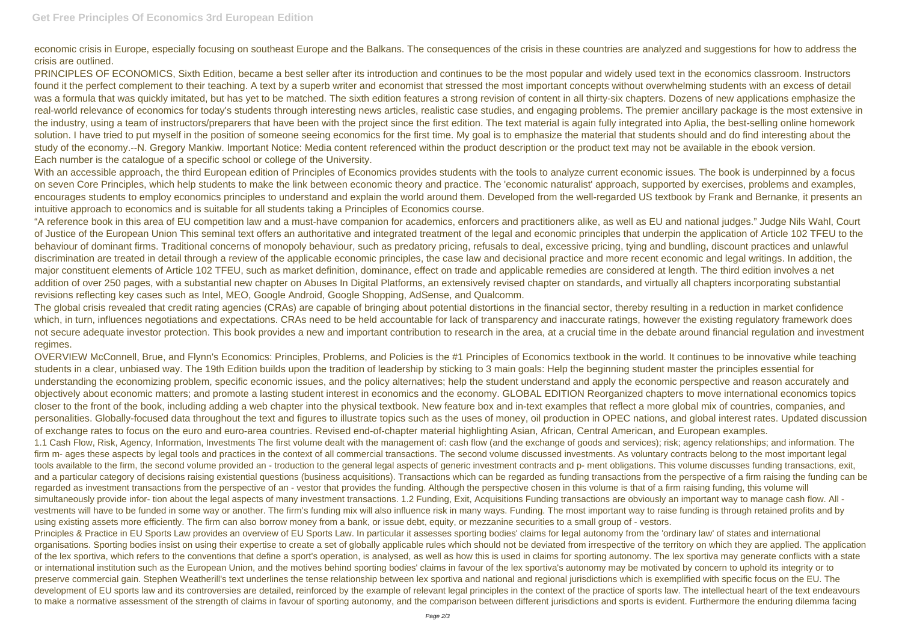economic crisis in Europe, especially focusing on southeast Europe and the Balkans. The consequences of the crisis in these countries are analyzed and suggestions for how to address the crisis are outlined.

PRINCIPLES OF ECONOMICS, Sixth Edition, became a best seller after its introduction and continues to be the most popular and widely used text in the economics classroom. Instructors found it the perfect complement to their teaching. A text by a superb writer and economist that stressed the most important concepts without overwhelming students with an excess of detail was a formula that was quickly imitated, but has yet to be matched. The sixth edition features a strong revision of content in all thirty-six chapters. Dozens of new applications emphasize the real-world relevance of economics for today's students through interesting news articles, realistic case studies, and engaging problems. The premier ancillary package is the most extensive in the industry, using a team of instructors/preparers that have been with the project since the first edition. The text material is again fully integrated into Aplia, the best-selling online homework solution. I have tried to put myself in the position of someone seeing economics for the first time. My goal is to emphasize the material that students should and do find interesting about the study of the economy.--N. Gregory Mankiw. Important Notice: Media content referenced within the product description or the product text may not be available in the ebook version.

Each number is the catalogue of a specific school or college of the University.

With an accessible approach, the third European edition of Principles of Economics provides students with the tools to analyze current economic issues. The book is underpinned by a focus on seven Core Principles, which help students to make the link between economic theory and practice. The 'economic naturalist' approach, supported by exercises, problems and examples, encourages students to employ economics principles to understand and explain the world around them. Developed from the well-regarded US textbook by Frank and Bernanke, it presents an intuitive approach to economics and is suitable for all students taking a Principles of Economics course.

“A reference book in this area of EU competition law and a must-have companion for academics, enforcers and practitioners alike, as well as EU and national judges.” Judge Nils Wahl, Court of Justice of the European Union This seminal text offers an authoritative and integrated treatment of the legal and economic principles that underpin the application of Article 102 TFEU to the behaviour of dominant firms. Traditional concerns of monopoly behaviour, such as predatory pricing, refusals to deal, excessive pricing, tying and bundling, discount practices and unlawful discrimination are treated in detail through a review of the applicable economic principles, the case law and decisional practice and more recent economic and legal writings. In addition, the major constituent elements of Article 102 TFEU, such as market definition, dominance, effect on trade and applicable remedies are considered at length. The third edition involves a net addition of over 250 pages, with a substantial new chapter on Abuses In Digital Platforms, an extensively revised chapter on standards, and virtually all chapters incorporating substantial revisions reflecting key cases such as Intel, MEO, Google Android, Google Shopping, AdSense, and Qualcomm.

The global crisis revealed that credit rating agencies (CRAs) are capable of bringing about potential distortions in the financial sector, thereby resulting in a reduction in market confidence which, in turn, influences negotiations and expectations. CRAs need to be held accountable for lack of transparency and inaccurate ratings, however the existing regulatory framework does not secure adequate investor protection. This book provides a new and important contribution to research in the area, at a crucial time in the debate around financial regulation and investment regimes.

OVERVIEW McConnell, Brue, and Flynn's Economics: Principles, Problems, and Policies is the #1 Principles of Economics textbook in the world. It continues to be innovative while teaching students in a clear, unbiased way. The 19th Edition builds upon the tradition of leadership by sticking to 3 main goals: Help the beginning student master the principles essential for understanding the economizing problem, specific economic issues, and the policy alternatives; help the student understand and apply the economic perspective and reason accurately and objectively about economic matters; and promote a lasting student interest in economics and the economy. GLOBAL EDITION Reorganized chapters to move international economics topics closer to the front of the book, including adding a web chapter into the physical textbook. New feature box and in-text examples that reflect a more global mix of countries, companies, and personalities. Globally-focused data throughout the text and figures to illustrate topics such as the uses of money, oil production in OPEC nations, and global interest rates. Updated discussion of exchange rates to focus on the euro and euro-area countries. Revised end-of-chapter material highlighting Asian, African, Central American, and European examples.

1.1 Cash Flow, Risk, Agency, Information, Investments The first volume dealt with the management of: cash flow (and the exchange of goods and services); risk; agency relationships; and information. The firm m- ages these aspects by legal tools and practices in the context of all commercial transactions. The second volume discussed investments. As voluntary contracts belong to the most important legal tools available to the firm, the second volume provided an - troduction to the general legal aspects of generic investment contracts and p- ment obligations. This volume discusses funding transactions, exit, and a particular category of decisions raising existential questions (business acquisitions). Transactions which can be regarded as funding transactions from the perspective of a firm raising the funding can be regarded as investment transactions from the perspective of an - vestor that provides the funding. Although the perspective chosen in this volume is that of a firm raising funding, this volume will simultaneously provide infor- tion about the legal aspects of many investment transactions. 1.2 Funding, Exit, Acquisitions Funding transactions are obviously an important way to manage cash flow. All - vestments will have to be funded in some way or another. The firm's funding mix will also influence risk in many ways. Funding. The most important way to raise funding is through retained profits and by using existing assets more efficiently. The firm can also borrow money from a bank, or issue debt, equity, or mezzanine securities to a small group of - vestors.

Principles & Practice in EU Sports Law provides an overview of EU Sports Law. In particular it assesses sporting bodies' claims for legal autonomy from the 'ordinary law' of states and international organisations. Sporting bodies insist on using their expertise to create a set of globally applicable rules which should not be deviated from irrespective of the territory on which they are applied. The application of the lex sportiva, which refers to the conventions that define a sport's operation, is analysed, as well as how this is used in claims for sporting autonomy. The lex sportiva may generate conflicts with a state or international institution such as the European Union, and the motives behind sporting bodies' claims in favour of the lex sportiva's autonomy may be motivated by concern to uphold its integrity or to preserve commercial gain. Stephen Weatherill's text underlines the tense relationship between lex sportiva and national and regional jurisdictions which is exemplified with specific focus on the EU. The development of EU sports law and its controversies are detailed, reinforced by the example of relevant legal principles in the context of the practice of sports law. The intellectual heart of the text endeavours to make a normative assessment of the strength of claims in favour of sporting autonomy, and the comparison between different jurisdictions and sports is evident. Furthermore the enduring dilemma facing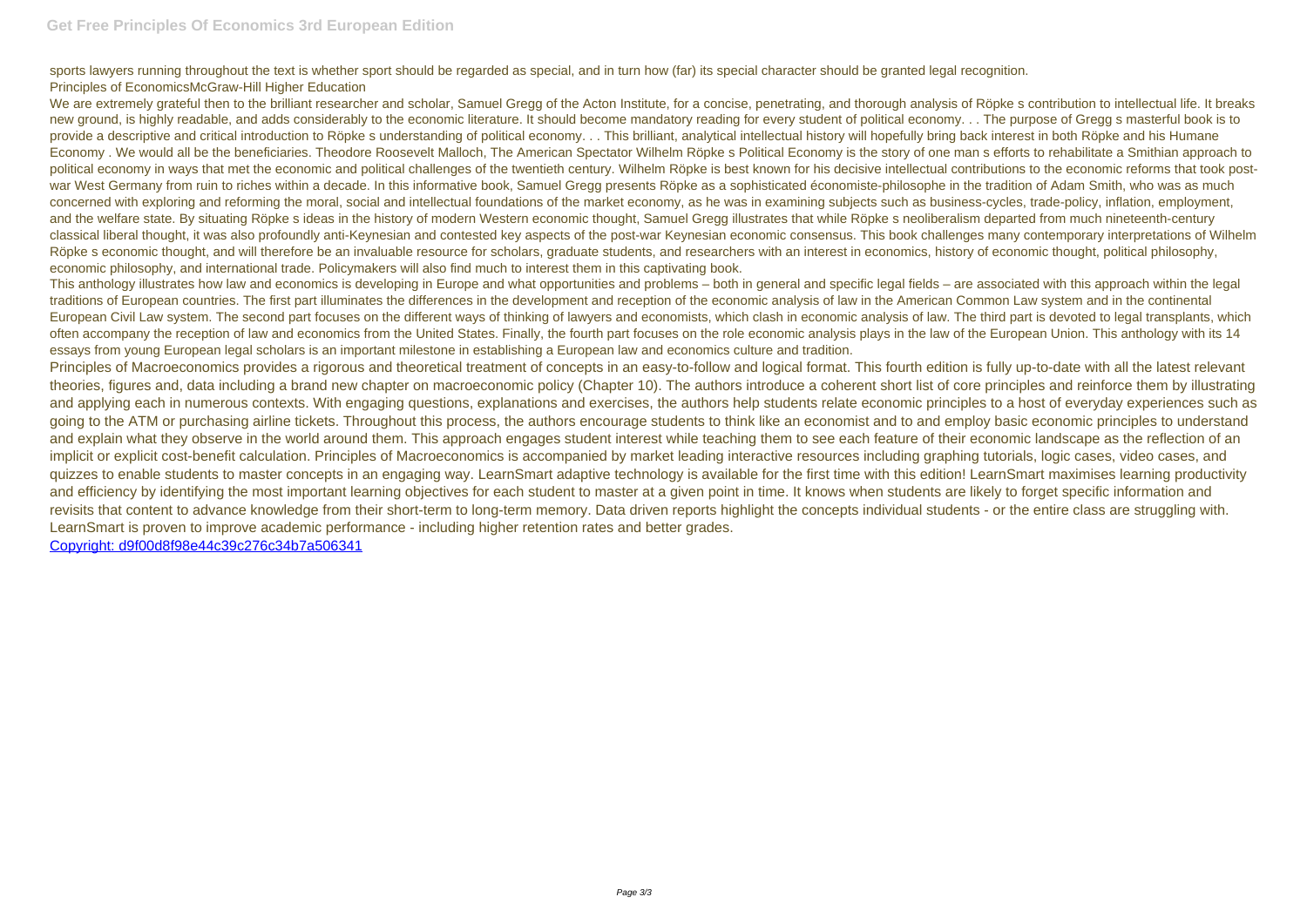sports lawyers running throughout the text is whether sport should be regarded as special, and in turn how (far) its special character should be granted legal recognition.

Principles of EconomicsMcGraw-Hill Higher Education

We are extremely grateful then to the brilliant researcher and scholar, Samuel Gregg of the Acton Institute, for a concise, penetrating, and thorough analysis of Röpke s contribution to intellectual life. It breaks new ground, is highly readable, and adds considerably to the economic literature. It should become mandatory reading for every student of political economy. . . The purpose of Gregg s masterful book is to provide a descriptive and critical introduction to Röpke s understanding of political economy. . . This brilliant, analytical intellectual history will hopefully bring back interest in both Röpke and his Humane Economy . We would all be the beneficiaries. Theodore Roosevelt Malloch, The American Spectator Wilhelm Röpke s Political Economy is the story of one man s efforts to rehabilitate a Smithian approach to political economy in ways that met the economic and political challenges of the twentieth century. Wilhelm Röpke is best known for his decisive intellectual contributions to the economic reforms that took post-war West Germany from ruin to riches within a decade. In this informative book, Samuel Gregg presents Röpke as a sophisticated économiste-philosophe in the tradition of Adam Smith, who was as much concerned with exploring and reforming the moral, social and intellectual foundations of the market economy, as he was in examining subjects such as business-cycles, trade-policy, inflation, employment, and the welfare state. By situating Röpke s ideas in the history of modern Western economic thought, Samuel Gregg illustrates that while Röpke s neoliberalism departed from much nineteenth-century classical liberal thought, it was also profoundly anti-Keynesian and contested key aspects of the post-war Keynesian economic consensus. This book challenges many contemporary interpretations of Wilhelm Röpke s economic thought, and will therefore be an invaluable resource for scholars, graduate students, and researchers with an interest in economics, history of economic thought, political philosophy, economic philosophy, and international trade. Policymakers will also find much to interest them in this captivating book.

This anthology illustrates how law and economics is developing in Europe and what opportunities and problems – both in general and specific legal fields – are associated with this approach within the legal traditions of European countries. The first part illuminates the differences in the development and reception of the economic analysis of law in the American Common Law system and in the continental European Civil Law system. The second part focuses on the different ways of thinking of lawyers and economists, which clash in economic analysis of law. The third part is devoted to legal transplants, which often accompany the reception of law and economics from the United States. Finally, the fourth part focuses on the role economic analysis plays in the law of the European Union. This anthology with its 14 essays from young European legal scholars is an important milestone in establishing a European law and economics culture and tradition.

Principles of Macroeconomics provides a rigorous and theoretical treatment of concepts in an easy-to-follow and logical format. This fourth edition is fully up-to-date with all the latest relevant theories, figures and, data including a brand new chapter on macroeconomic policy (Chapter 10). The authors introduce a coherent short list of core principles and reinforce them by illustrating and applying each in numerous contexts. With engaging questions, explanations and exercises, the authors help students relate economic principles to a host of everyday experiences such as going to the ATM or purchasing airline tickets. Throughout this process, the authors encourage students to think like an economist and to and employ basic economic principles to understand and explain what they observe in the world around them. This approach engages student interest while teaching them to see each feature of their economic landscape as the reflection of an implicit or explicit cost-benefit calculation. Principles of Macroeconomics is accompanied by market leading interactive resources including graphing tutorials, logic cases, video cases, and quizzes to enable students to master concepts in an engaging way. LearnSmart adaptive technology is available for the first time with this edition! LearnSmart maximises learning productivity and efficiency by identifying the most important learning objectives for each student to master at a given point in time. It knows when students are likely to forget specific information and revisits that content to advance knowledge from their short-term to long-term memory. Data driven reports highlight the concepts individual students - or the entire class are struggling with. LearnSmart is proven to improve academic performance - including higher retention rates and better grades.

Copyright: d9f00d8f98e44c39c276c34b7a506341